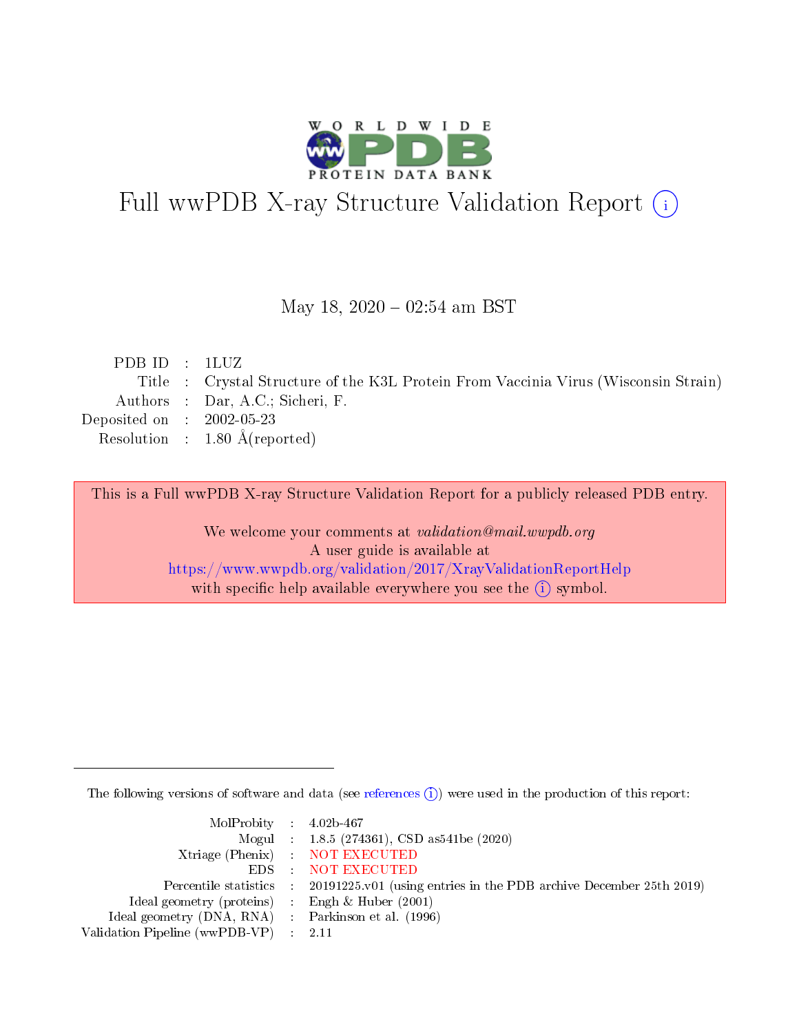# Full wwPDB X-ray Structure Validation Report (i)

May 18, 2020 – 02:54 am BST

| | | |
|---|---|---|
| PDB ID | : | 1LUZ |
| Title | : | Crystal Structure of the K3L Protein From Vaccinia Virus (Wisconsin Strain) |
| Authors | : | Dar, A.C.; Sicheri, F. |
| Deposited on | : | 2002-05-23 |
| Resolution | : | 1.80 Å(reported) |

This is a Full wwPDB X-ray Structure Validation Report for a publicly released PDB entry.

We welcome your comments at *validation@mail.wwpdb.org*
A user guide is available at
https://www.wwpdb.org/validation/2017/XrayValidationReportHelp
with specific help available everywhere you see the (i) symbol.

The following versions of software and data (see references (i)) were used in the production of this report:

| | | |
|---|---|---|
| MolProbity | : | 4.02b-467 |
| Mogul | : | 1.8.5 (274361), CSD as541be (2020) |
| Xtriage (Phenix) | : | NOT EXECUTED |
| EDS | : | NOT EXECUTED |
| Percentile statistics | : | 20191225.v01 (using entries in the PDB archive December 25th 2019) |
| Ideal geometry (proteins) | : | Engh & Huber (2001) |
| Ideal geometry (DNA, RNA) | : | Parkinson et al. (1996) |
| Validation Pipeline (wwPDB-VP) | : | 2.11 |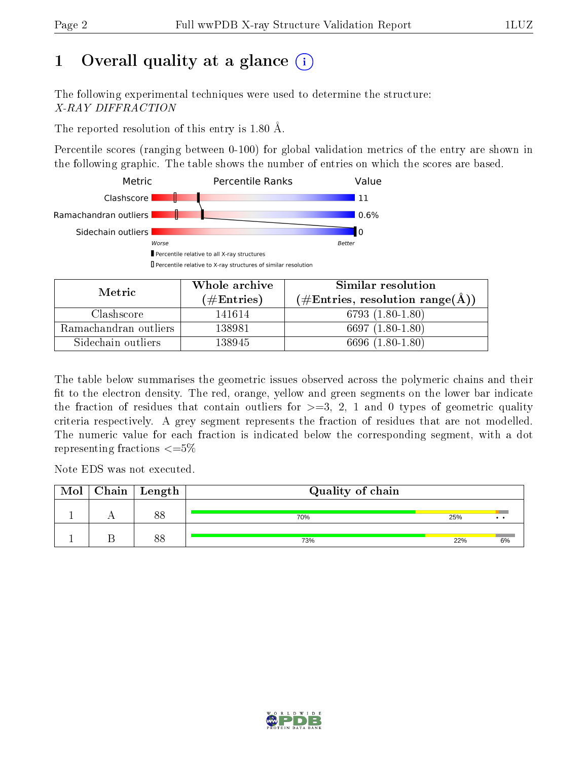# 1 Overall quality at a glance

The following experimental techniques were used to determine the structure:
*X-RAY DIFFRACTION*

The reported resolution of this entry is 1.80 Å.

Percentile scores (ranging between 0-100) for global validation metrics of the entry are shown in the following graphic. The table shows the number of entries on which the scores are based.

| Metric | Value |
|---|---|
| Clashscore | 11 |
| Ramachandran outliers | 0.6% |
| Sidechain outliers | 0 |

| Metric | Whole archive (#Entries) | Similar resolution (#Entries, resolution range(Å)) |
|---|---|---|
| Clashscore | 141614 | 6793 (1.80-1.80) |
| Ramachandran outliers | 138981 | 6697 (1.80-1.80) |
| Sidechain outliers | 138945 | 6696 (1.80-1.80) |

The table below summarises the geometric issues observed across the polymeric chains and their fit to the electron density. The red, orange, yellow and green segments on the lower bar indicate the fraction of residues that contain outliers for >=3, 2, 1 and 0 types of geometric quality criteria respectively. A grey segment represents the fraction of residues that are not modelled. The numeric value for each fraction is indicated below the corresponding segment, with a dot representing fractions <=5%

Note EDS was not executed.

| Mol | Chain | Length | Quality of chain |
|---|---|---|---|
| 1 | A | 88 | 70% 25% • • |
| 1 | B | 88 | 73% 22% 6% |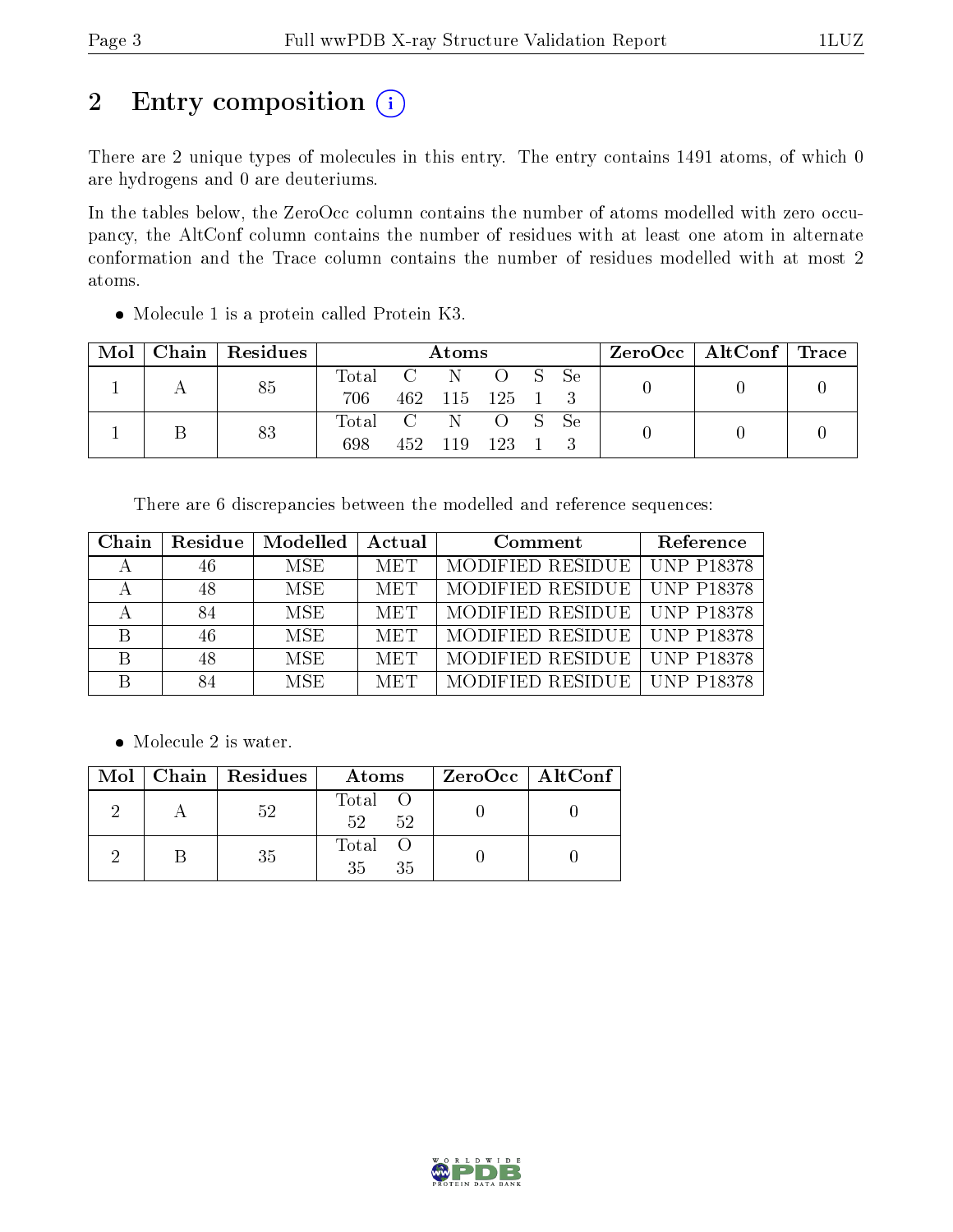# 2 Entry composition (i)

There are 2 unique types of molecules in this entry. The entry contains 1491 atoms, of which 0 are hydrogens and 0 are deuteriums.

In the tables below, the ZeroOcc column contains the number of atoms modelled with zero occupancy, the AltConf column contains the number of residues with at least one atom in alternate conformation and the Trace column contains the number of residues modelled with at most 2 atoms.

- Molecule 1 is a protein called Protein K3.

| Mol | Chain | Residues | Atoms | | | | | | ZeroOcc | AltConf | Trace |
|---|---|---|---|---|---|---|---|---|---|---|---|
| 1 | A | 85 | Total<br>706 | C<br>462 | N<br>115 | O<br>125 | S<br>1 | Se<br>3 | 0 | 0 | 0 |
| 1 | B | 83 | Total<br>698 | C<br>452 | N<br>119 | O<br>123 | S<br>1 | Se<br>3 | 0 | 0 | 0 |

There are 6 discrepancies between the modelled and reference sequences:

| Chain | Residue | Modelled | Actual | Comment | Reference |
|---|---|---|---|---|---|
| A | 46 | MSE | MET | MODIFIED RESIDUE | UNP P18378 |
| A | 48 | MSE | MET | MODIFIED RESIDUE | UNP P18378 |
| A | 84 | MSE | MET | MODIFIED RESIDUE | UNP P18378 |
| B | 46 | MSE | MET | MODIFIED RESIDUE | UNP P18378 |
| B | 48 | MSE | MET | MODIFIED RESIDUE | UNP P18378 |
| B | 84 | MSE | MET | MODIFIED RESIDUE | UNP P18378 |

- Molecule 2 is water.

| Mol | Chain | Residues | Atoms | | ZeroOcc | AltConf |
|---|---|---|---|---|---|---|
| 2 | A | 52 | Total<br>52 | O<br>52 | 0 | 0 |
| 2 | B | 35 | Total<br>35 | O<br>35 | 0 | 0 |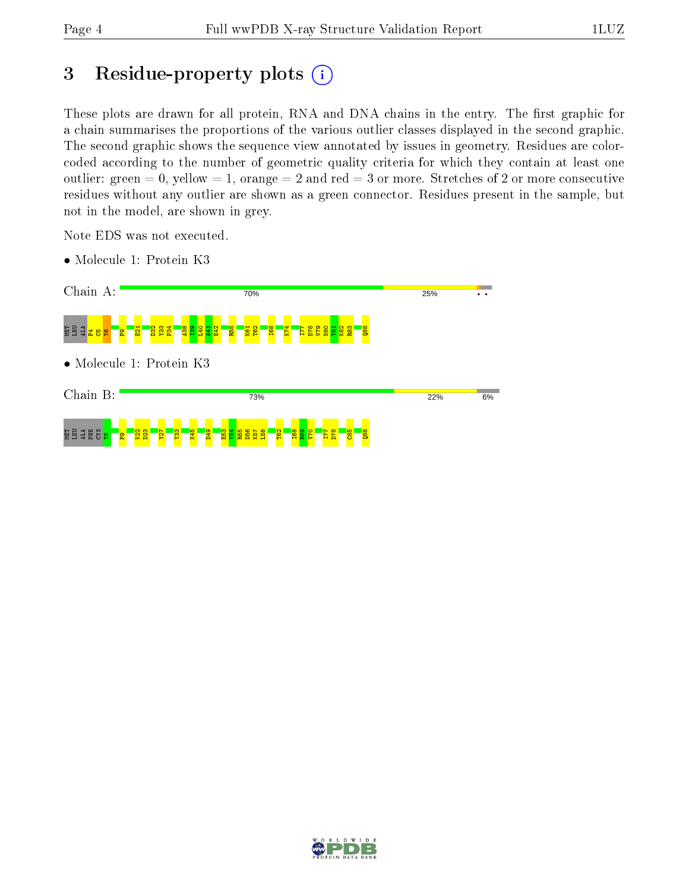# 3 Residue-property plots

These plots are drawn for all protein, RNA and DNA chains in the entry. The first graphic for a chain summarises the proportions of the various outlier classes displayed in the second graphic. The second graphic shows the sequence view annotated by issues in geometry. Residues are color-coded according to the number of geometric quality criteria for which they contain at least one outlier: green = 0, yellow = 1, orange = 2 and red = 3 or more. Stretches of 2 or more consecutive residues without any outlier are shown as a green connector. Residues present in the sample, but not in the model, are shown in grey.

Note EDS was not executed.

- Molecule 1: Protein K3

Chain A: 70% 25% • •

MET LEU ALA F4 C5 Y6 P9 E21 D32 Y33 P34 A38 I39 L40 A41 E42 R55 K61 T62 I68 K74 I77 D78 V79 N80 Y81 K82 R83 Q88

- Molecule 1: Protein K3

Chain B: 73% 22% 6%

MET LEU ALA PHE CYS Y6 P9 K22 D23 Y27 Y33 K45 D49 E53 Y54 R55 D56 K57 L58 T62 I68 R69 V70 I77 D78 C85 Q88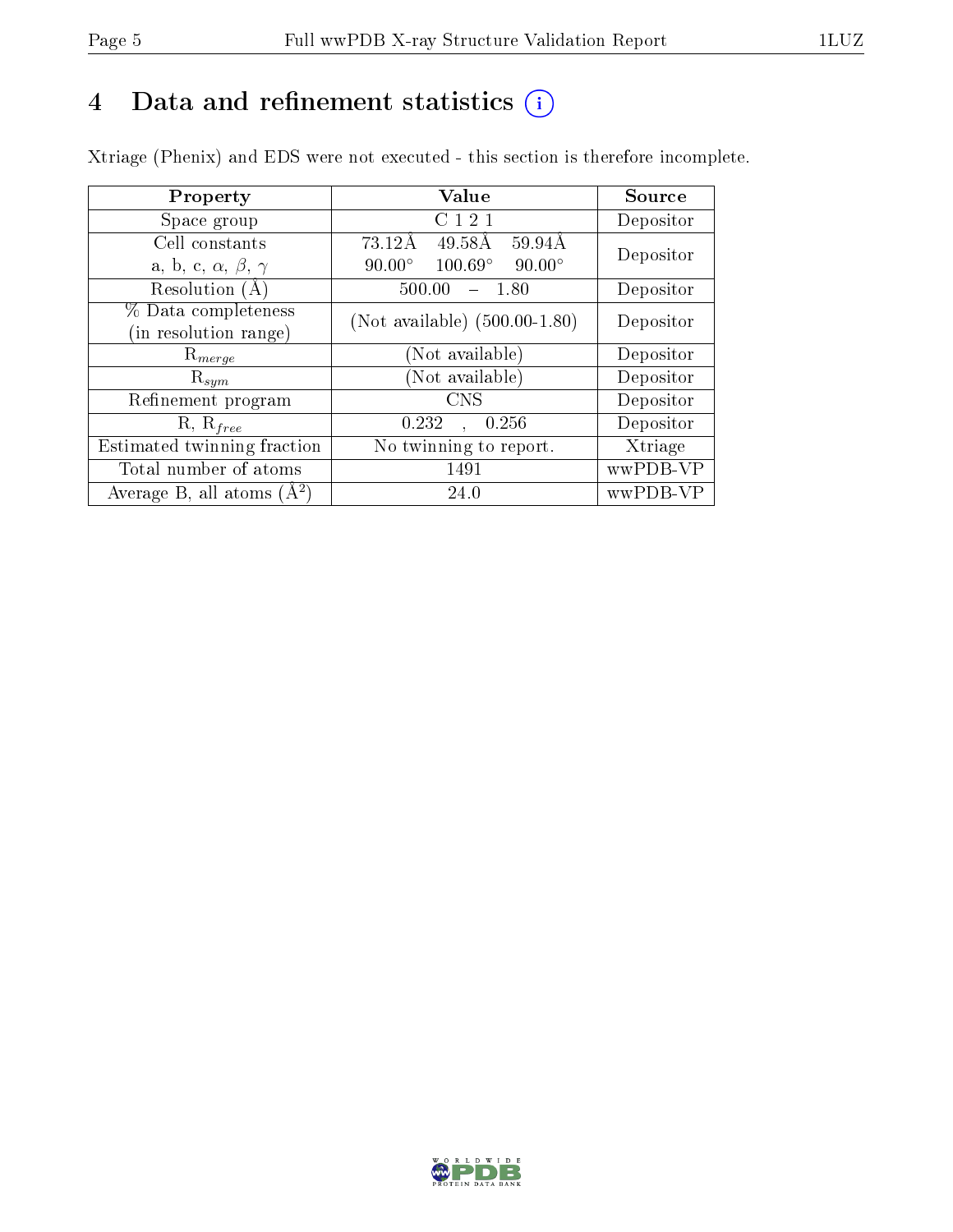# 4 Data and refinement statistics

Xtriage (Phenix) and EDS were not executed - this section is therefore incomplete.

| Property | Value | Source |
|---|---|---|
| Space group | C 1 2 1 | Depositor |
| Cell constants<br>a, b, c, $\alpha$, $\beta$, $\gamma$ | 73.12Å 49.58Å 59.94Å<br>90.00° 100.69° 90.00° | Depositor |
| Resolution (Å) | 500.00 – 1.80 | Depositor |
| % Data completeness<br>(in resolution range) | (Not available) (500.00-1.80) | Depositor |
| $R_{merge}$ | (Not available) | Depositor |
| $R_{sym}$ | (Not available) | Depositor |
| Refinement program | CNS | Depositor |
| R, $R_{free}$ | 0.232 , 0.256 | Depositor |
| Estimated twinning fraction | No twinning to report. | Xtriage |
| Total number of atoms | 1491 | wwPDB-VP |
| Average B, all atoms ($Å^2$) | 24.0 | wwPDB-VP |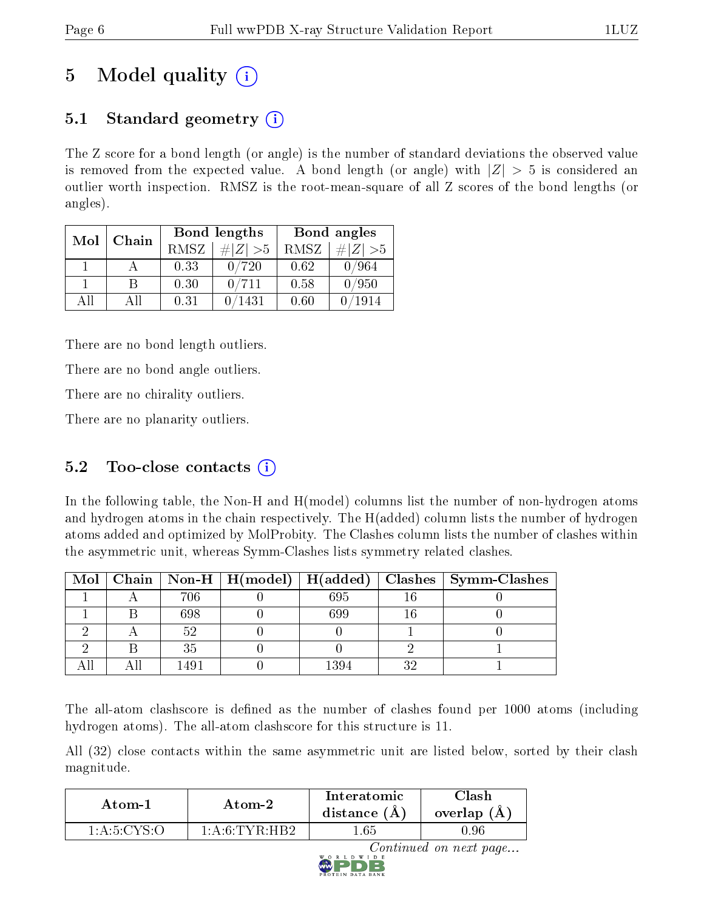# 5 Model quality

## 5.1 Standard geometry

The Z score for a bond length (or angle) is the number of standard deviations the observed value is removed from the expected value. A bond length (or angle) with $|Z| > 5$ is considered an outlier worth inspection. RMSZ is the root-mean-square of all Z scores of the bond lengths (or angles).

| Mol | Chain | Bond lengths | | Bond angles | |
|---|---|---|---|---|---|
| | | RMSZ | #\|Z\| >5 | RMSZ | #\|Z\| >5 |
| 1 | A | 0.33 | 0/720 | 0.62 | 0/964 |
| 1 | B | 0.30 | 0/711 | 0.58 | 0/950 |
| All | All | 0.31 | 0/1431 | 0.60 | 0/1914 |

There are no bond length outliers.

There are no bond angle outliers.

There are no chirality outliers.

There are no planarity outliers.

## 5.2 Too-close contacts

In the following table, the Non-H and H(model) columns list the number of non-hydrogen atoms and hydrogen atoms in the chain respectively. The H(added) column lists the number of hydrogen atoms added and optimized by MolProbity. The Clashes column lists the number of clashes within the asymmetric unit, whereas Symm-Clashes lists symmetry related clashes.

| Mol | Chain | Non-H | H(model) | H(added) | Clashes | Symm-Clashes |
|---|---|---|---|---|---|---|
| 1 | A | 706 | 0 | 695 | 16 | 0 |
| 1 | B | 698 | 0 | 699 | 16 | 0 |
| 2 | A | 52 | 0 | 0 | 1 | 0 |
| 2 | B | 35 | 0 | 0 | 2 | 1 |
| All | All | 1491 | 0 | 1394 | 32 | 1 |

The all-atom clashscore is defined as the number of clashes found per 1000 atoms (including hydrogen atoms). The all-atom clashscore for this structure is 11.

All (32) close contacts within the same asymmetric unit are listed below, sorted by their clash magnitude.

| Atom-1 | Atom-2 | Interatomic distance (Å) | Clash overlap (Å) |
|---|---|---|---|
| 1:A:5:CYS:O | 1:A:6:TYR:HB2 | 1.65 | 0.96 |

*Continued on next page...*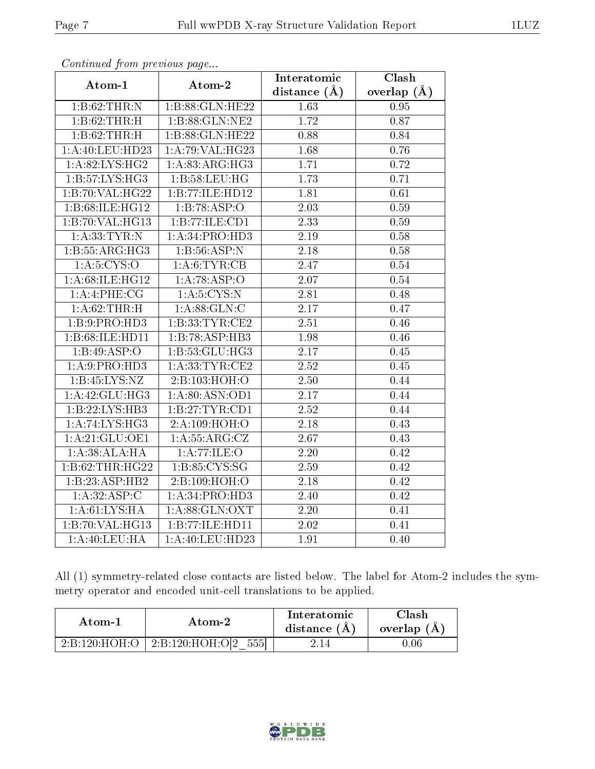*Continued from previous page...*

| Atom-1 | Atom-2 | Interatomic distance (Å) | Clash overlap (Å) |
|---|---|---|---|
| 1:B:62:THR:N | 1:B:88:GLN:HE22 | 1.63 | 0.95 |
| 1:B:62:THR:H | 1:B:88:GLN:NE2 | 1.72 | 0.87 |
| 1:B:62:THR:H | 1:B:88:GLN:HE22 | 0.88 | 0.84 |
| 1:A:40:LEU:HD23 | 1:A:79:VAL:HG23 | 1.68 | 0.76 |
| 1:A:82:LYS:HG2 | 1:A:83:ARG:HG3 | 1.71 | 0.72 |
| 1:B:57:LYS:HG3 | 1:B:58:LEU:HG | 1.73 | 0.71 |
| 1:B:70:VAL:HG22 | 1:B:77:ILE:HD12 | 1.81 | 0.61 |
| 1:B:68:ILE:HG12 | 1:B:78:ASP:O | 2.03 | 0.59 |
| 1:B:70:VAL:HG13 | 1:B:77:ILE:CD1 | 2.33 | 0.59 |
| 1:A:33:TYR:N | 1:A:34:PRO:HD3 | 2.19 | 0.58 |
| 1:B:55:ARG:HG3 | 1:B:56:ASP:N | 2.18 | 0.58 |
| 1:A:5:CYS:O | 1:A:6:TYR:CB | 2.47 | 0.54 |
| 1:A:68:ILE:HG12 | 1:A:78:ASP:O | 2.07 | 0.54 |
| 1:A:4:PHE:CG | 1:A:5:CYS:N | 2.81 | 0.48 |
| 1:A:62:THR:H | 1:A:88:GLN:C | 2.17 | 0.47 |
| 1:B:9:PRO:HD3 | 1:B:33:TYR:CE2 | 2.51 | 0.46 |
| 1:B:68:ILE:HD11 | 1:B:78:ASP:HB3 | 1.98 | 0.46 |
| 1:B:49:ASP:O | 1:B:53:GLU:HG3 | 2.17 | 0.45 |
| 1:A:9:PRO:HD3 | 1:A:33:TYR:CE2 | 2.52 | 0.45 |
| 1:B:45:LYS:NZ | 2:B:103:HOH:O | 2.50 | 0.44 |
| 1:A:42:GLU:HG3 | 1:A:80:ASN:OD1 | 2.17 | 0.44 |
| 1:B:22:LYS:HB3 | 1:B:27:TYR:CD1 | 2.52 | 0.44 |
| 1:A:74:LYS:HG3 | 2:A:109:HOH:O | 2.18 | 0.43 |
| 1:A:21:GLU:OE1 | 1:A:55:ARG:CZ | 2.67 | 0.43 |
| 1:A:38:ALA:HA | 1:A:77:ILE:O | 2.20 | 0.42 |
| 1:B:62:THR:HG22 | 1:B:85:CYS:SG | 2.59 | 0.42 |
| 1:B:23:ASP:HB2 | 2:B:109:HOH:O | 2.18 | 0.42 |
| 1:A:32:ASP:C | 1:A:34:PRO:HD3 | 2.40 | 0.42 |
| 1:A:61:LYS:HA | 1:A:88:GLN:OXT | 2.20 | 0.41 |
| 1:B:70:VAL:HG13 | 1:B:77:ILE:HD11 | 2.02 | 0.41 |
| 1:A:40:LEU:HA | 1:A:40:LEU:HD23 | 1.91 | 0.40 |

All (1) symmetry-related close contacts are listed below. The label for Atom-2 includes the symmetry operator and encoded unit-cell translations to be applied.

| Atom-1 | Atom-2 | Interatomic distance (Å) | Clash overlap (Å) |
|---|---|---|---|
| 2:B:120:HOH:O | 2:B:120:HOH:O[2_555] | 2.14 | 0.06 |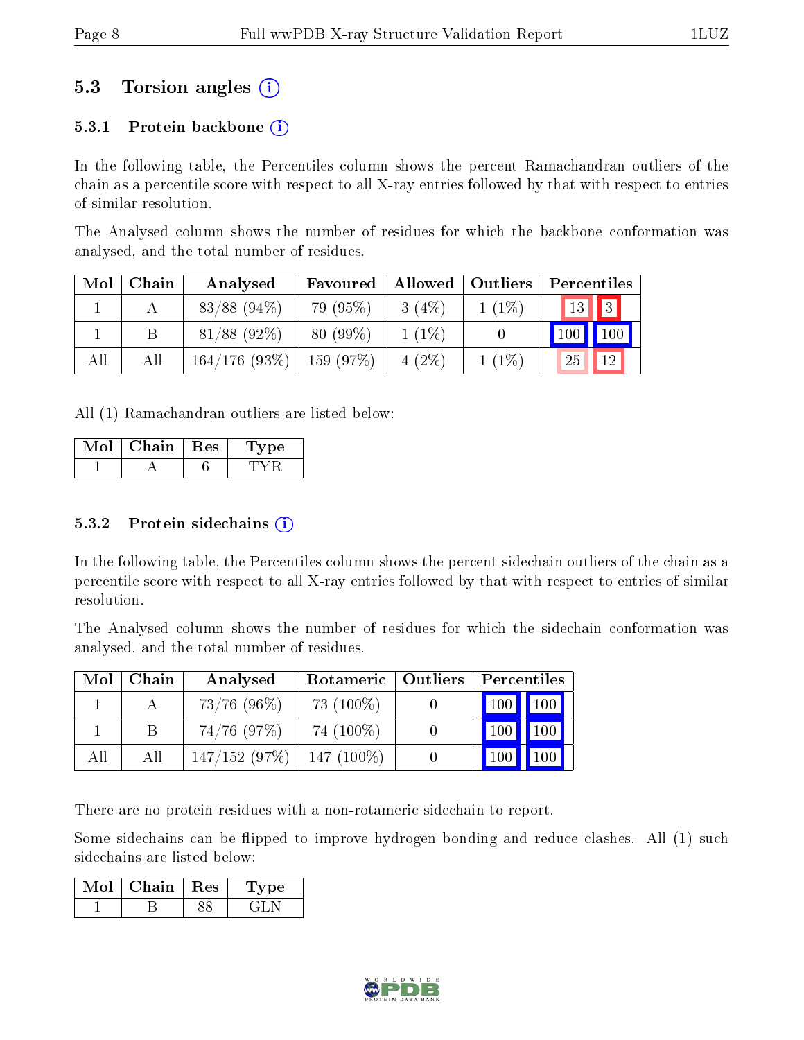## 5.3 Torsion angles

### 5.3.1 Protein backbone

In the following table, the Percentiles column shows the percent Ramachandran outliers of the chain as a percentile score with respect to all X-ray entries followed by that with respect to entries of similar resolution.

The Analysed column shows the number of residues for which the backbone conformation was analysed, and the total number of residues.

| Mol | Chain | Analysed | Favoured | Allowed | Outliers | Percentiles | |
|---|---|---|---|---|---|---|---|
| 1 | A | 83/88 (94%) | 79 (95%) | 3 (4%) | 1 (1%) | 13 | 3 |
| 1 | B | 81/88 (92%) | 80 (99%) | 1 (1%) | 0 | 100 | 100 |
| All | All | 164/176 (93%) | 159 (97%) | 4 (2%) | 1 (1%) | 25 | 12 |

All (1) Ramachandran outliers are listed below:

| Mol | Chain | Res | Type |
|---|---|---|---|
| 1 | A | 6 | TYR |

### 5.3.2 Protein sidechains

In the following table, the Percentiles column shows the percent sidechain outliers of the chain as a percentile score with respect to all X-ray entries followed by that with respect to entries of similar resolution.

The Analysed column shows the number of residues for which the sidechain conformation was analysed, and the total number of residues.

| Mol | Chain | Analysed | Rotameric | Outliers | Percentiles | |
|---|---|---|---|---|---|---|
| 1 | A | 73/76 (96%) | 73 (100%) | 0 | 100 | 100 |
| 1 | B | 74/76 (97%) | 74 (100%) | 0 | 100 | 100 |
| All | All | 147/152 (97%) | 147 (100%) | 0 | 100 | 100 |

There are no protein residues with a non-rotameric sidechain to report.

Some sidechains can be flipped to improve hydrogen bonding and reduce clashes. All (1) such sidechains are listed below:

| Mol | Chain | Res | Type |
|---|---|---|---|
| 1 | B | 88 | GLN |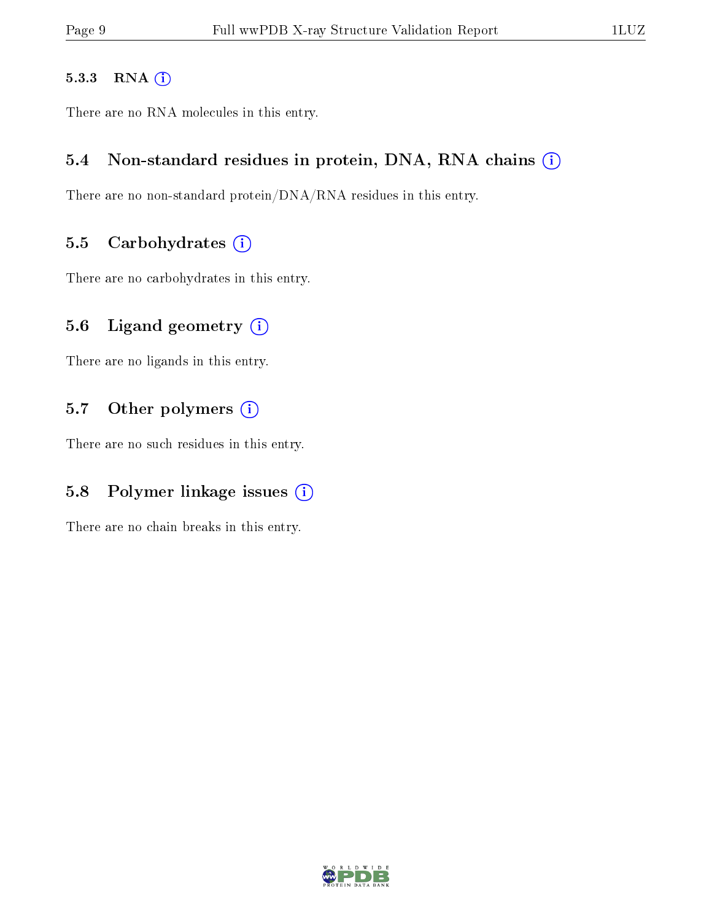#### 5.3.3 RNA

There are no RNA molecules in this entry.

### 5.4 Non-standard residues in protein, DNA, RNA chains

There are no non-standard protein/DNA/RNA residues in this entry.

### 5.5 Carbohydrates

There are no carbohydrates in this entry.

### 5.6 Ligand geometry

There are no ligands in this entry.

### 5.7 Other polymers

There are no such residues in this entry.

### 5.8 Polymer linkage issues

There are no chain breaks in this entry.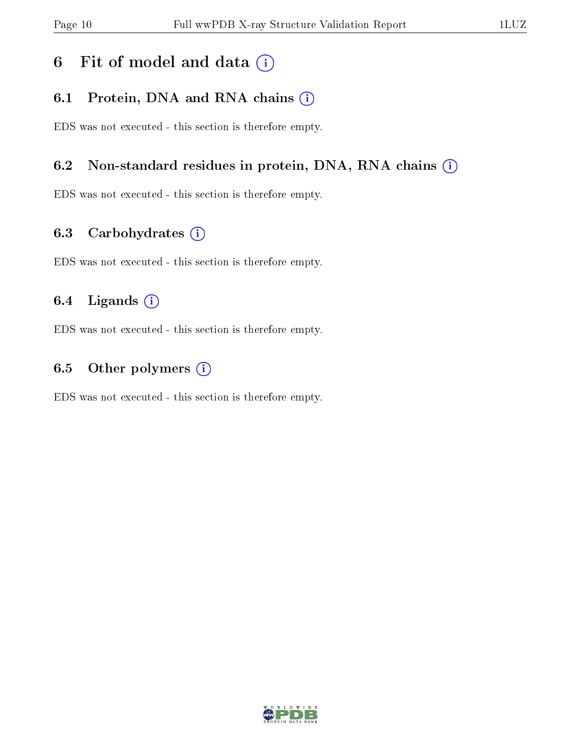# 6 Fit of model and data

## 6.1 Protein, DNA and RNA chains

EDS was not executed - this section is therefore empty.

## 6.2 Non-standard residues in protein, DNA, RNA chains

EDS was not executed - this section is therefore empty.

## 6.3 Carbohydrates

EDS was not executed - this section is therefore empty.

## 6.4 Ligands

EDS was not executed - this section is therefore empty.

## 6.5 Other polymers

EDS was not executed - this section is therefore empty.